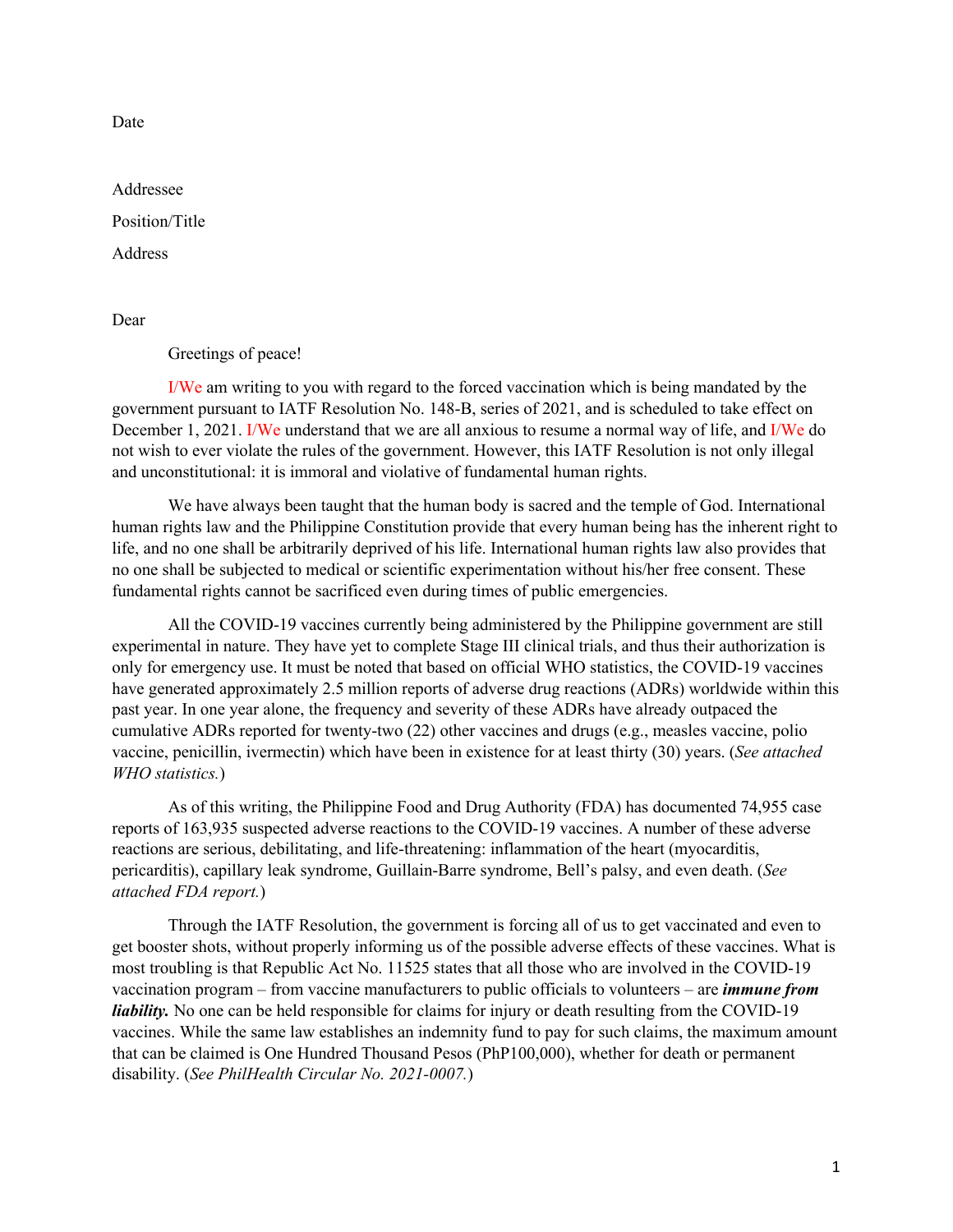Date

Addressee

Position/Title

Address

Dear

Greetings of peace!

I/We am writing to you with regard to the forced vaccination which is being mandated by the government pursuant to IATF Resolution No. 148-B, series of 2021, and is scheduled to take effect on December 1, 2021. I/We understand that we are all anxious to resume a normal way of life, and I/We do not wish to ever violate the rules of the government. However, this IATF Resolution is not only illegal and unconstitutional: it is immoral and violative of fundamental human rights.

We have always been taught that the human body is sacred and the temple of God. International human rights law and the Philippine Constitution provide that every human being has the inherent right to life, and no one shall be arbitrarily deprived of his life. International human rights law also provides that no one shall be subjected to medical or scientific experimentation without his/her free consent. These fundamental rights cannot be sacrificed even during times of public emergencies.

All the COVID-19 vaccines currently being administered by the Philippine government are still experimental in nature. They have yet to complete Stage III clinical trials, and thus their authorization is only for emergency use. It must be noted that based on official WHO statistics, the COVID-19 vaccines have generated approximately 2.5 million reports of adverse drug reactions (ADRs) worldwide within this past year. In one year alone, the frequency and severity of these ADRs have already outpaced the cumulative ADRs reported for twenty-two (22) other vaccines and drugs (e.g., measles vaccine, polio vaccine, penicillin, ivermectin) which have been in existence for at least thirty (30) years. (*See attached WHO statistics.*)

As of this writing, the Philippine Food and Drug Authority (FDA) has documented 74,955 case reports of 163,935 suspected adverse reactions to the COVID-19 vaccines. A number of these adverse reactions are serious, debilitating, and life-threatening: inflammation of the heart (myocarditis, pericarditis), capillary leak syndrome, Guillain-Barre syndrome, Bell's palsy, and even death. (*See attached FDA report.*)

Through the IATF Resolution, the government is forcing all of us to get vaccinated and even to get booster shots, without properly informing us of the possible adverse effects of these vaccines. What is most troubling is that Republic Act No. 11525 states that all those who are involved in the COVID-19 vaccination program – from vaccine manufacturers to public officials to volunteers – are ***immune from liability.*** No one can be held responsible for claims for injury or death resulting from the COVID-19 vaccines. While the same law establishes an indemnity fund to pay for such claims, the maximum amount that can be claimed is One Hundred Thousand Pesos (PhP100,000), whether for death or permanent disability. (*See PhilHealth Circular No. 2021-0007.*)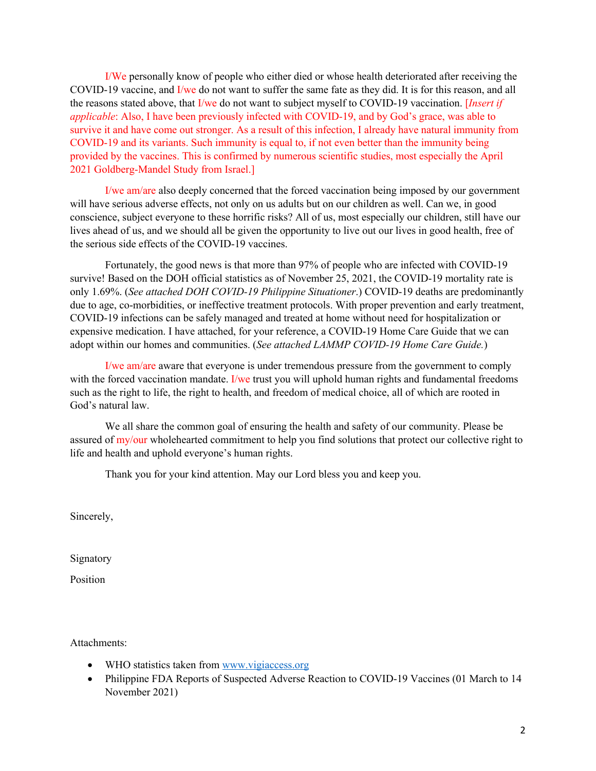I/We personally know of people who either died or whose health deteriorated after receiving the COVID-19 vaccine, and I/we do not want to suffer the same fate as they did. It is for this reason, and all the reasons stated above, that I/we do not want to subject myself to COVID-19 vaccination. [*Insert if applicable*: Also, I have been previously infected with COVID-19, and by God's grace, was able to survive it and have come out stronger. As a result of this infection, I already have natural immunity from COVID-19 and its variants. Such immunity is equal to, if not even better than the immunity being provided by the vaccines. This is confirmed by numerous scientific studies, most especially the April 2021 Goldberg-Mandel Study from Israel.]

I/we am/are also deeply concerned that the forced vaccination being imposed by our government will have serious adverse effects, not only on us adults but on our children as well. Can we, in good conscience, subject everyone to these horrific risks? All of us, most especially our children, still have our lives ahead of us, and we should all be given the opportunity to live out our lives in good health, free of the serious side effects of the COVID-19 vaccines.

Fortunately, the good news is that more than 97% of people who are infected with COVID-19 survive! Based on the DOH official statistics as of November 25, 2021, the COVID-19 mortality rate is only 1.69%. (*See attached DOH COVID-19 Philippine Situationer*.) COVID-19 deaths are predominantly due to age, co-morbidities, or ineffective treatment protocols. With proper prevention and early treatment, COVID-19 infections can be safely managed and treated at home without need for hospitalization or expensive medication. I have attached, for your reference, a COVID-19 Home Care Guide that we can adopt within our homes and communities. (*See attached LAMMP COVID-19 Home Care Guide.*)

I/we am/are aware that everyone is under tremendous pressure from the government to comply with the forced vaccination mandate. I/we trust you will uphold human rights and fundamental freedoms such as the right to life, the right to health, and freedom of medical choice, all of which are rooted in God's natural law.

We all share the common goal of ensuring the health and safety of our community. Please be assured of my/our wholehearted commitment to help you find solutions that protect our collective right to life and health and uphold everyone's human rights.

Thank you for your kind attention. May our Lord bless you and keep you.

Sincerely,

Signatory

Position

Attachments:

- WHO statistics taken from www.vigiaccess.org
- Philippine FDA Reports of Suspected Adverse Reaction to COVID-19 Vaccines (01 March to 14 November 2021)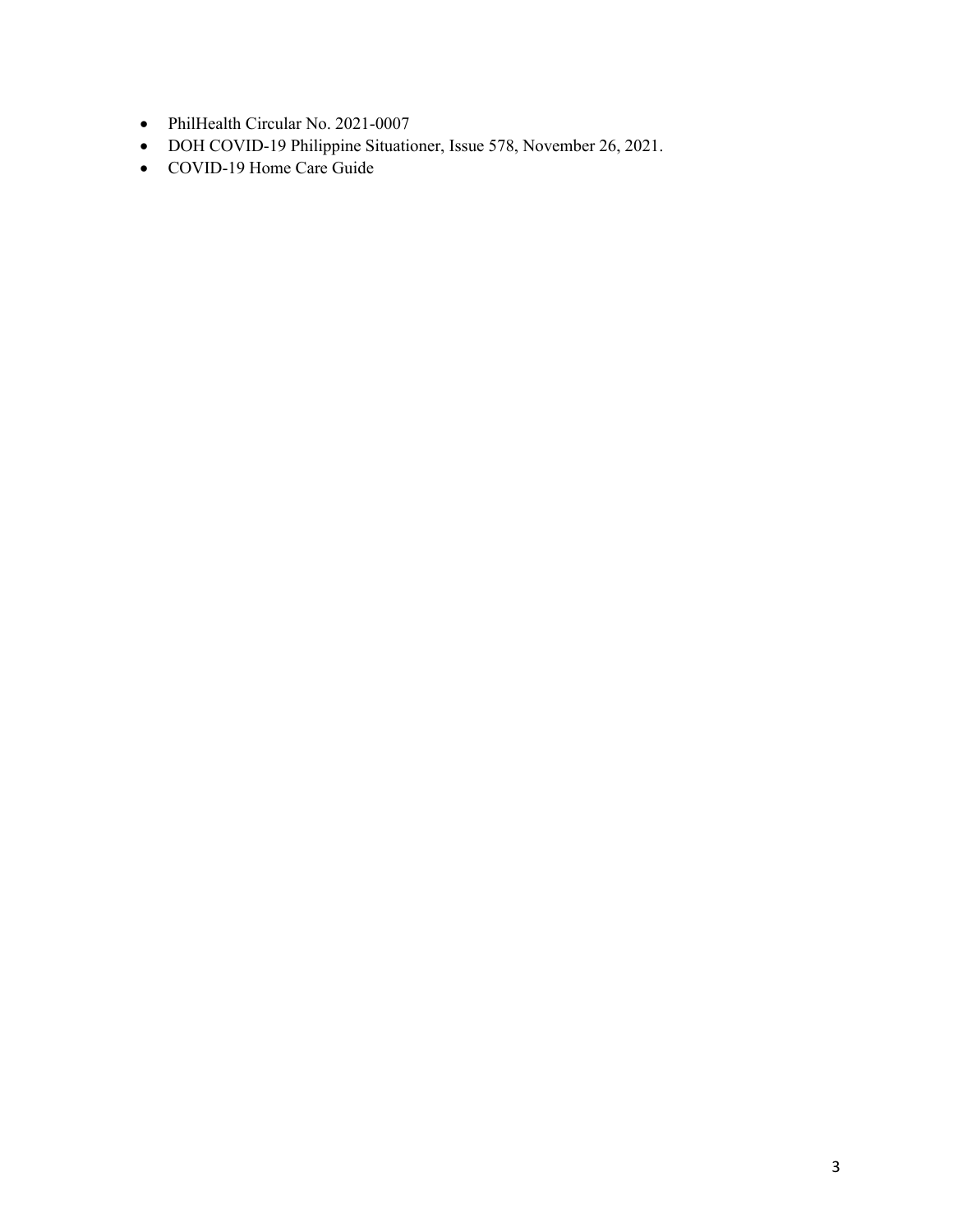- PhilHealth Circular No. 2021-0007
- DOH COVID-19 Philippine Situationer, Issue 578, November 26, 2021.
- COVID-19 Home Care Guide